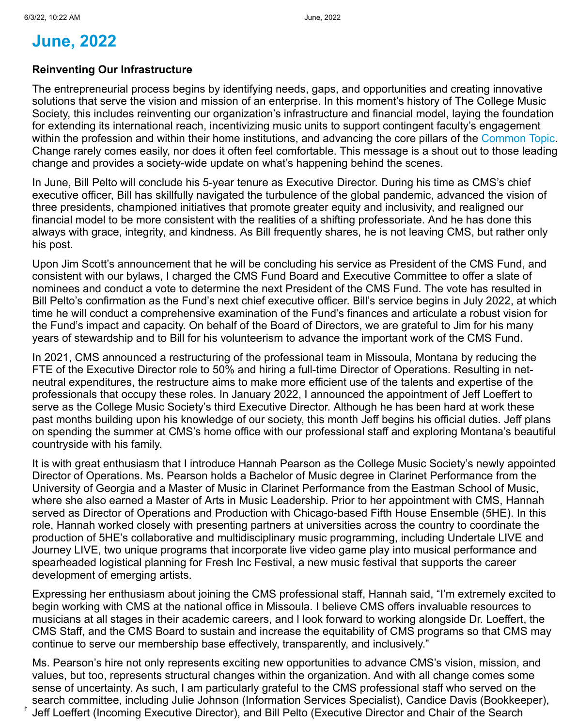# June, 2022

**Reinventing Our Infrastructure**

The entrepreneurial process begins by identifying needs, gaps, and opportunities and creating innovative solutions that serve the vision and mission of an enterprise. In this moment's history of The College Music Society, this includes reinventing our organization's infrastructure and financial model, laying the foundation for extending its international reach, incentivizing music units to support contingent faculty's engagement within the profession and within their home institutions, and advancing the core pillars of the Common Topic. Change rarely comes easily, nor does it often feel comfortable. This message is a shout out to those leading change and provides a society-wide update on what's happening behind the scenes.

In June, Bill Pelto will conclude his 5-year tenure as Executive Director. During his time as CMS's chief executive officer, Bill has skillfully navigated the turbulence of the global pandemic, advanced the vision of three presidents, championed initiatives that promote greater equity and inclusivity, and realigned our financial model to be more consistent with the realities of a shifting professoriate. And he has done this always with grace, integrity, and kindness. As Bill frequently shares, he is not leaving CMS, but rather only his post.

Upon Jim Scott's announcement that he will be concluding his service as President of the CMS Fund, and consistent with our bylaws, I charged the CMS Fund Board and Executive Committee to offer a slate of nominees and conduct a vote to determine the next President of the CMS Fund. The vote has resulted in Bill Pelto's confirmation as the Fund's next chief executive officer. Bill's service begins in July 2022, at which time he will conduct a comprehensive examination of the Fund's finances and articulate a robust vision for the Fund's impact and capacity. On behalf of the Board of Directors, we are grateful to Jim for his many years of stewardship and to Bill for his volunteerism to advance the important work of the CMS Fund.

In 2021, CMS announced a restructuring of the professional team in Missoula, Montana by reducing the FTE of the Executive Director role to 50% and hiring a full-time Director of Operations. Resulting in net-neutral expenditures, the restructure aims to make more efficient use of the talents and expertise of the professionals that occupy these roles. In January 2022, I announced the appointment of Jeff Loeffert to serve as the College Music Society's third Executive Director. Although he has been hard at work these past months building upon his knowledge of our society, this month Jeff begins his official duties. Jeff plans on spending the summer at CMS's home office with our professional staff and exploring Montana's beautiful countryside with his family.

It is with great enthusiasm that I introduce Hannah Pearson as the College Music Society's newly appointed Director of Operations. Ms. Pearson holds a Bachelor of Music degree in Clarinet Performance from the University of Georgia and a Master of Music in Clarinet Performance from the Eastman School of Music, where she also earned a Master of Arts in Music Leadership. Prior to her appointment with CMS, Hannah served as Director of Operations and Production with Chicago-based Fifth House Ensemble (5HE). In this role, Hannah worked closely with presenting partners at universities across the country to coordinate the production of 5HE's collaborative and multidisciplinary music programming, including Undertale LIVE and Journey LIVE, two unique programs that incorporate live video game play into musical performance and spearheaded logistical planning for Fresh Inc Festival, a new music festival that supports the career development of emerging artists.

Expressing her enthusiasm about joining the CMS professional staff, Hannah said, "I'm extremely excited to begin working with CMS at the national office in Missoula. I believe CMS offers invaluable resources to musicians at all stages in their academic careers, and I look forward to working alongside Dr. Loeffert, the CMS Staff, and the CMS Board to sustain and increase the equitability of CMS programs so that CMS may continue to serve our membership base effectively, transparently, and inclusively."

Ms. Pearson's hire not only represents exciting new opportunities to advance CMS's vision, mission, and values, but too, represents structural changes within the organization. And with all change comes some sense of uncertainty. As such, I am particularly grateful to the CMS professional staff who served on the search committee, including Julie Johnson (Information Services Specialist), Candice Davis (Bookkeeper), Jeff Loeffert (Incoming Executive Director), and Bill Pelto (Executive Director and Chair of the Search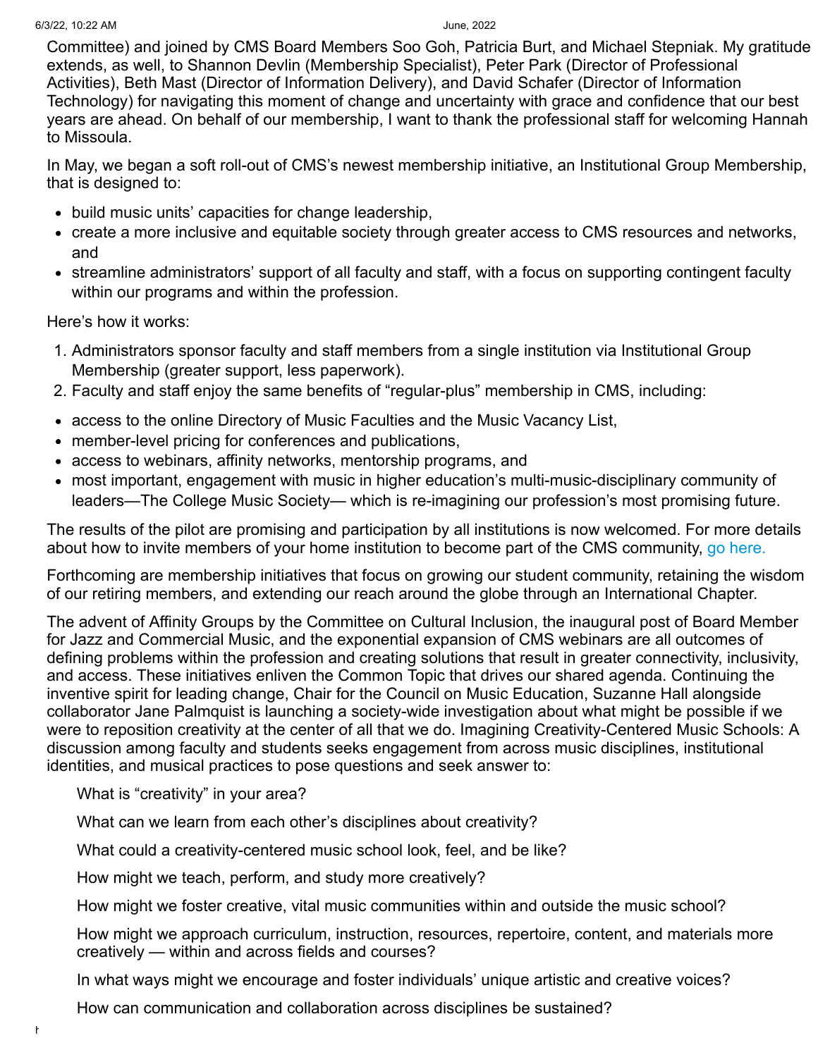Committee) and joined by CMS Board Members Soo Goh, Patricia Burt, and Michael Stepniak. My gratitude extends, as well, to Shannon Devlin (Membership Specialist), Peter Park (Director of Professional Activities), Beth Mast (Director of Information Delivery), and David Schafer (Director of Information Technology) for navigating this moment of change and uncertainty with grace and confidence that our best years are ahead. On behalf of our membership, I want to thank the professional staff for welcoming Hannah to Missoula.

In May, we began a soft roll-out of CMS's newest membership initiative, an Institutional Group Membership, that is designed to:

- build music units' capacities for change leadership,
- create a more inclusive and equitable society through greater access to CMS resources and networks, and
- streamline administrators' support of all faculty and staff, with a focus on supporting contingent faculty within our programs and within the profession.

Here's how it works:

1. Administrators sponsor faculty and staff members from a single institution via Institutional Group Membership (greater support, less paperwork).
2. Faculty and staff enjoy the same benefits of "regular-plus" membership in CMS, including:

- access to the online Directory of Music Faculties and the Music Vacancy List,
- member-level pricing for conferences and publications,
- access to webinars, affinity networks, mentorship programs, and
- most important, engagement with music in higher education's multi-music-disciplinary community of leaders—The College Music Society— which is re-imagining our profession's most promising future.

The results of the pilot are promising and participation by all institutions is now welcomed. For more details about how to invite members of your home institution to become part of the CMS community, go here.

Forthcoming are membership initiatives that focus on growing our student community, retaining the wisdom of our retiring members, and extending our reach around the globe through an International Chapter.

The advent of Affinity Groups by the Committee on Cultural Inclusion, the inaugural post of Board Member for Jazz and Commercial Music, and the exponential expansion of CMS webinars are all outcomes of defining problems within the profession and creating solutions that result in greater connectivity, inclusivity, and access. These initiatives enliven the Common Topic that drives our shared agenda. Continuing the inventive spirit for leading change, Chair for the Council on Music Education, Suzanne Hall alongside collaborator Jane Palmquist is launching a society-wide investigation about what might be possible if we were to reposition creativity at the center of all that we do. Imagining Creativity-Centered Music Schools: A discussion among faculty and students seeks engagement from across music disciplines, institutional identities, and musical practices to pose questions and seek answer to:

> What is "creativity" in your area?
>
> What can we learn from each other's disciplines about creativity?
>
> What could a creativity-centered music school look, feel, and be like?
>
> How might we teach, perform, and study more creatively?
>
> How might we foster creative, vital music communities within and outside the music school?
>
> How might we approach curriculum, instruction, resources, repertoire, content, and materials more creatively — within and across fields and courses?
>
> In what ways might we encourage and foster individuals' unique artistic and creative voices?
>
> How can communication and collaboration across disciplines be sustained?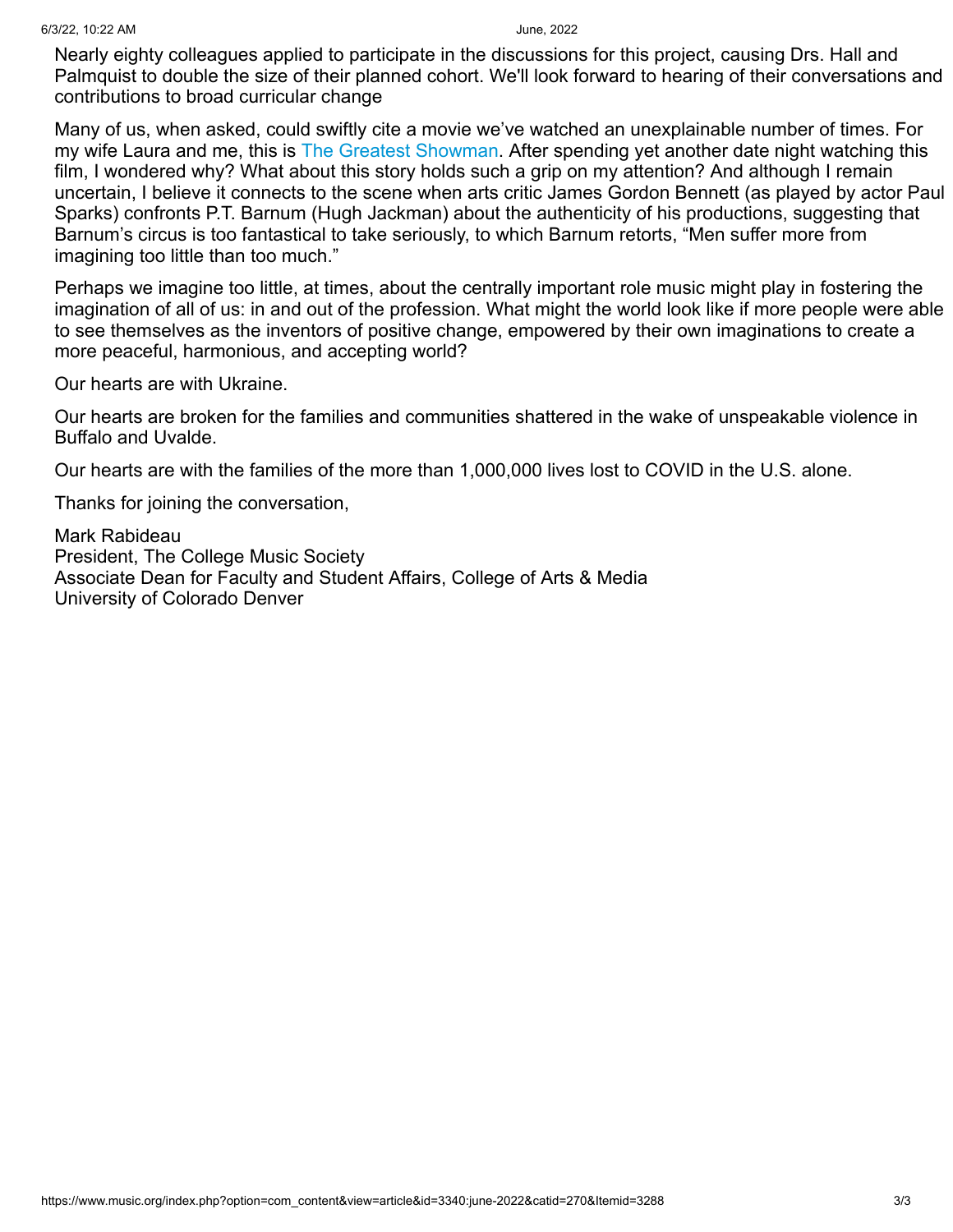Nearly eighty colleagues applied to participate in the discussions for this project, causing Drs. Hall and Palmquist to double the size of their planned cohort. We'll look forward to hearing of their conversations and contributions to broad curricular change

Many of us, when asked, could swiftly cite a movie we've watched an unexplainable number of times. For my wife Laura and me, this is The Greatest Showman. After spending yet another date night watching this film, I wondered why? What about this story holds such a grip on my attention? And although I remain uncertain, I believe it connects to the scene when arts critic James Gordon Bennett (as played by actor Paul Sparks) confronts P.T. Barnum (Hugh Jackman) about the authenticity of his productions, suggesting that Barnum's circus is too fantastical to take seriously, to which Barnum retorts, "Men suffer more from imagining too little than too much."

Perhaps we imagine too little, at times, about the centrally important role music might play in fostering the imagination of all of us: in and out of the profession. What might the world look like if more people were able to see themselves as the inventors of positive change, empowered by their own imaginations to create a more peaceful, harmonious, and accepting world?

Our hearts are with Ukraine.

Our hearts are broken for the families and communities shattered in the wake of unspeakable violence in Buffalo and Uvalde.

Our hearts are with the families of the more than 1,000,000 lives lost to COVID in the U.S. alone.

Thanks for joining the conversation,

Mark Rabideau  
President, The College Music Society  
Associate Dean for Faculty and Student Affairs, College of Arts & Media  
University of Colorado Denver